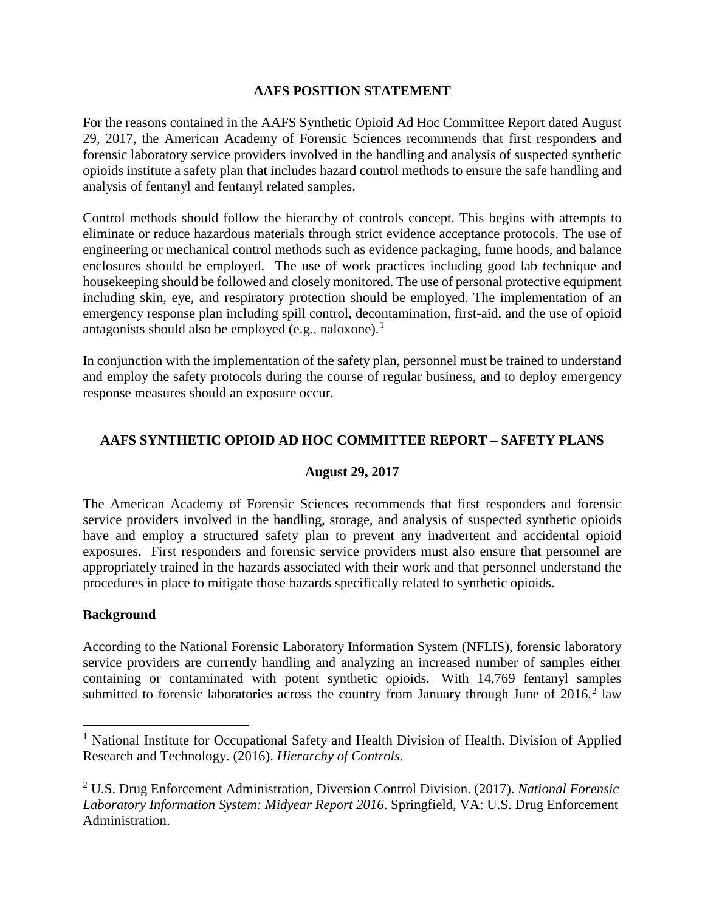## AAFS POSITION STATEMENT

For the reasons contained in the AAFS Synthetic Opioid Ad Hoc Committee Report dated August 29, 2017, the American Academy of Forensic Sciences recommends that first responders and forensic laboratory service providers involved in the handling and analysis of suspected synthetic opioids institute a safety plan that includes hazard control methods to ensure the safe handling and analysis of fentanyl and fentanyl related samples.

Control methods should follow the hierarchy of controls concept. This begins with attempts to eliminate or reduce hazardous materials through strict evidence acceptance protocols. The use of engineering or mechanical control methods such as evidence packaging, fume hoods, and balance enclosures should be employed. The use of work practices including good lab technique and housekeeping should be followed and closely monitored. The use of personal protective equipment including skin, eye, and respiratory protection should be employed. The implementation of an emergency response plan including spill control, decontamination, first-aid, and the use of opioid antagonists should also be employed (e.g., naloxone).[1]

In conjunction with the implementation of the safety plan, personnel must be trained to understand and employ the safety protocols during the course of regular business, and to deploy emergency response measures should an exposure occur.

## AAFS SYNTHETIC OPIOID AD HOC COMMITTEE REPORT – SAFETY PLANS

**August 29, 2017**

The American Academy of Forensic Sciences recommends that first responders and forensic service providers involved in the handling, storage, and analysis of suspected synthetic opioids have and employ a structured safety plan to prevent any inadvertent and accidental opioid exposures. First responders and forensic service providers must also ensure that personnel are appropriately trained in the hazards associated with their work and that personnel understand the procedures in place to mitigate those hazards specifically related to synthetic opioids.

### Background

According to the National Forensic Laboratory Information System (NFLIS), forensic laboratory service providers are currently handling and analyzing an increased number of samples either containing or contaminated with potent synthetic opioids. With 14,769 fentanyl samples submitted to forensic laboratories across the country from January through June of 2016,[2] law

---

[1] National Institute for Occupational Safety and Health Division of Health. Division of Applied Research and Technology. (2016). *Hierarchy of Controls*.

[2] U.S. Drug Enforcement Administration, Diversion Control Division. (2017). *National Forensic Laboratory Information System: Midyear Report 2016*. Springfield, VA: U.S. Drug Enforcement Administration.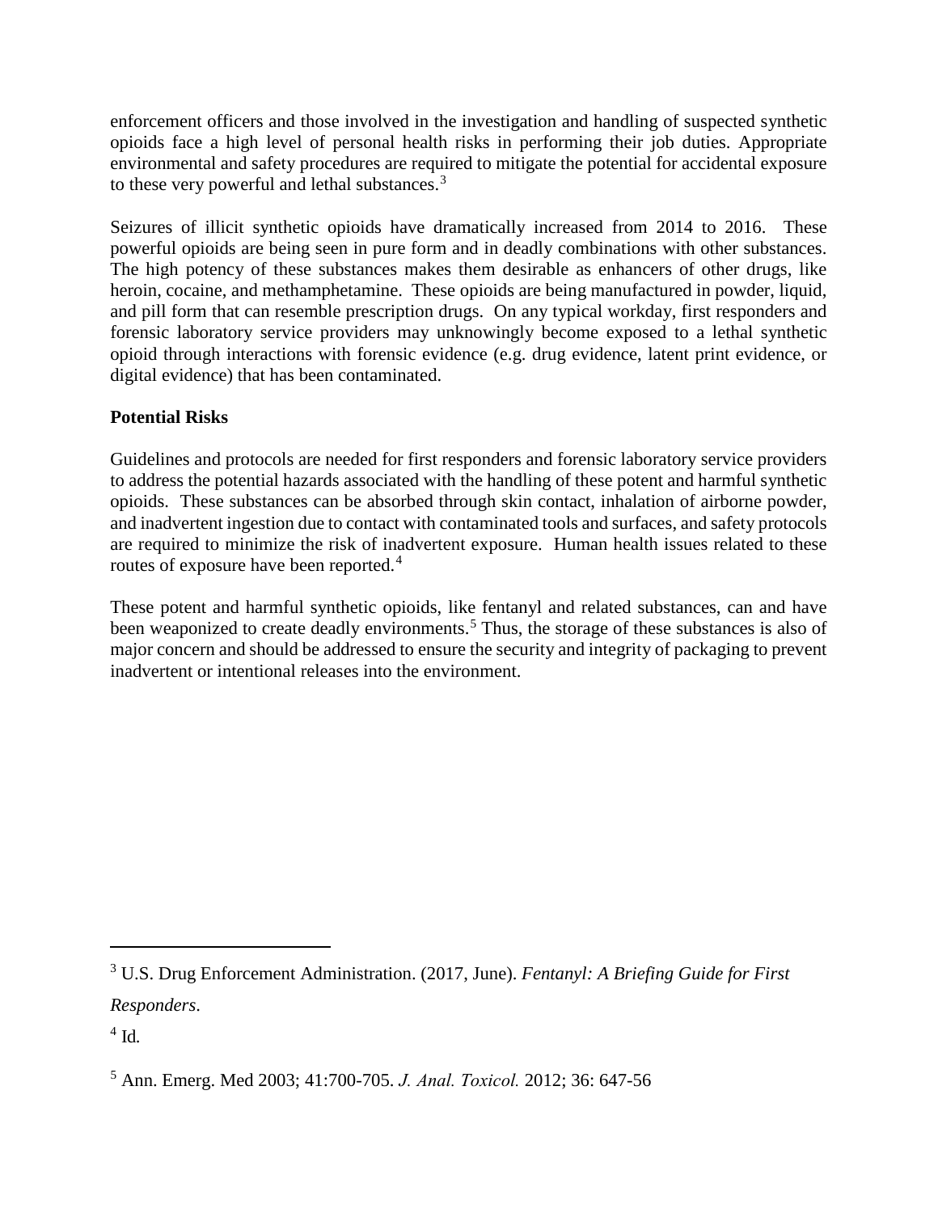enforcement officers and those involved in the investigation and handling of suspected synthetic opioids face a high level of personal health risks in performing their job duties. Appropriate environmental and safety procedures are required to mitigate the potential for accidental exposure to these very powerful and lethal substances.[3]

Seizures of illicit synthetic opioids have dramatically increased from 2014 to 2016. These powerful opioids are being seen in pure form and in deadly combinations with other substances. The high potency of these substances makes them desirable as enhancers of other drugs, like heroin, cocaine, and methamphetamine. These opioids are being manufactured in powder, liquid, and pill form that can resemble prescription drugs. On any typical workday, first responders and forensic laboratory service providers may unknowingly become exposed to a lethal synthetic opioid through interactions with forensic evidence (e.g. drug evidence, latent print evidence, or digital evidence) that has been contaminated.

**Potential Risks**

Guidelines and protocols are needed for first responders and forensic laboratory service providers to address the potential hazards associated with the handling of these potent and harmful synthetic opioids. These substances can be absorbed through skin contact, inhalation of airborne powder, and inadvertent ingestion due to contact with contaminated tools and surfaces, and safety protocols are required to minimize the risk of inadvertent exposure. Human health issues related to these routes of exposure have been reported.[4]

These potent and harmful synthetic opioids, like fentanyl and related substances, can and have been weaponized to create deadly environments.[5] Thus, the storage of these substances is also of major concern and should be addressed to ensure the security and integrity of packaging to prevent inadvertent or intentional releases into the environment.

---

[3] U.S. Drug Enforcement Administration. (2017, June). *Fentanyl: A Briefing Guide for First Responders*.

[4] Id.

[5] Ann. Emerg. Med 2003; 41:700-705. *J. Anal. Toxicol.* 2012; 36: 647-56